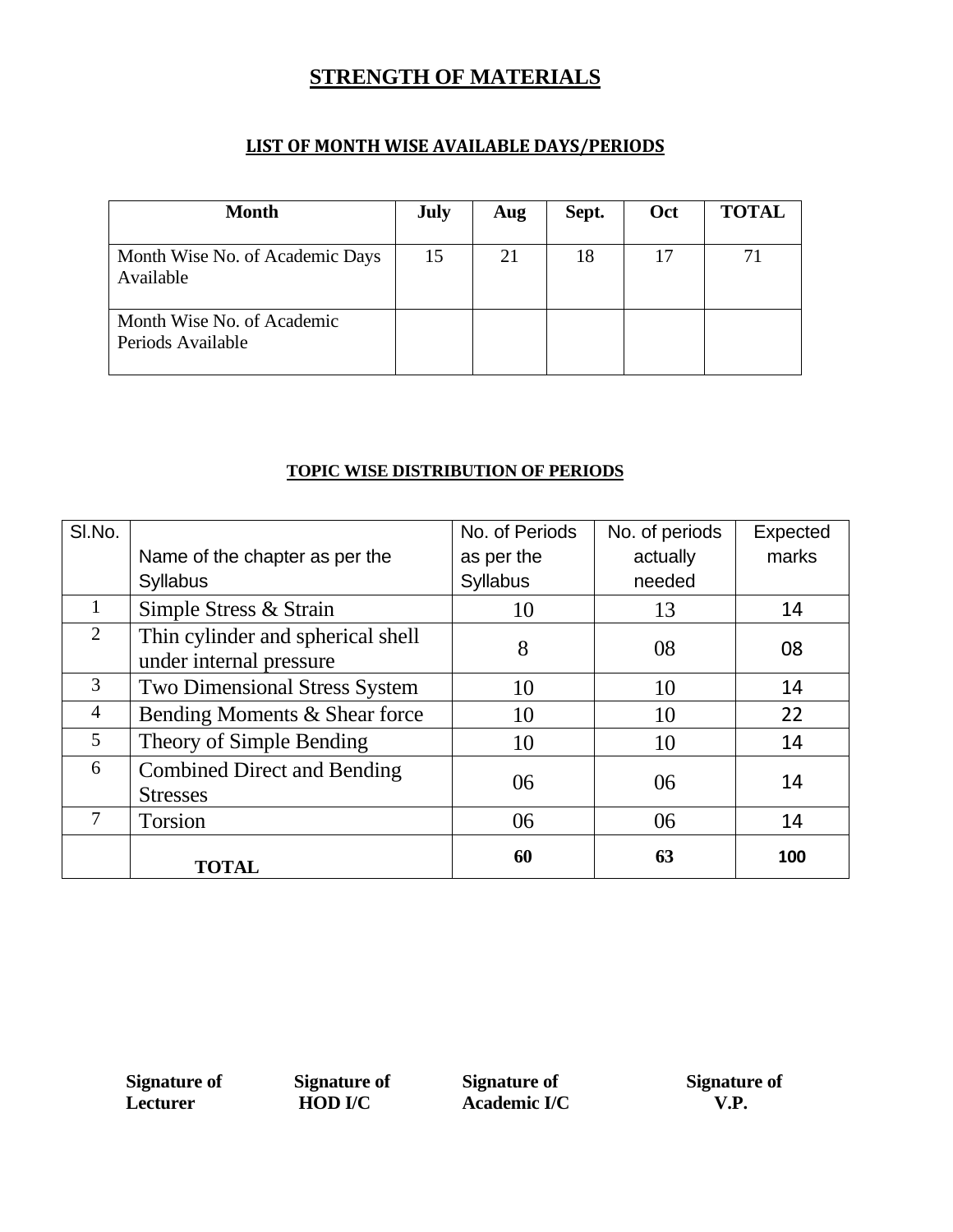# STRENGTH OF MATERIALS

## LIST OF MONTH WISE AVAILABLE DAYS/PERIODS

| Month | July | Aug | Sept. | Oct | TOTAL |
|---|---|---|---|---|---|
| Month Wise No. of Academic Days Available | 15 | 21 | 18 | 17 | 71 |
| Month Wise No. of Academic Periods Available | | | | | |

## TOPIC WISE DISTRIBUTION OF PERIODS

| Sl.No. | Name of the chapter as per the Syllabus | No. of Periods as per the Syllabus | No. of periods actually needed | Expected marks |
|---|---|---|---|---|
| 1 | Simple Stress & Strain | 10 | 13 | 14 |
| 2 | Thin cylinder and spherical shell under internal pressure | 8 | 08 | 08 |
| 3 | Two Dimensional Stress System | 10 | 10 | 14 |
| 4 | Bending Moments & Shear force | 10 | 10 | 22 |
| 5 | Theory of Simple Bending | 10 | 10 | 14 |
| 6 | Combined Direct and Bending Stresses | 06 | 06 | 14 |
| 7 | Torsion | 06 | 06 | 14 |
| | **TOTAL** | **60** | **63** | **100** |

**Signature of Lecturer** **Signature of HOD I/C** **Signature of Academic I/C** **Signature of V.P.**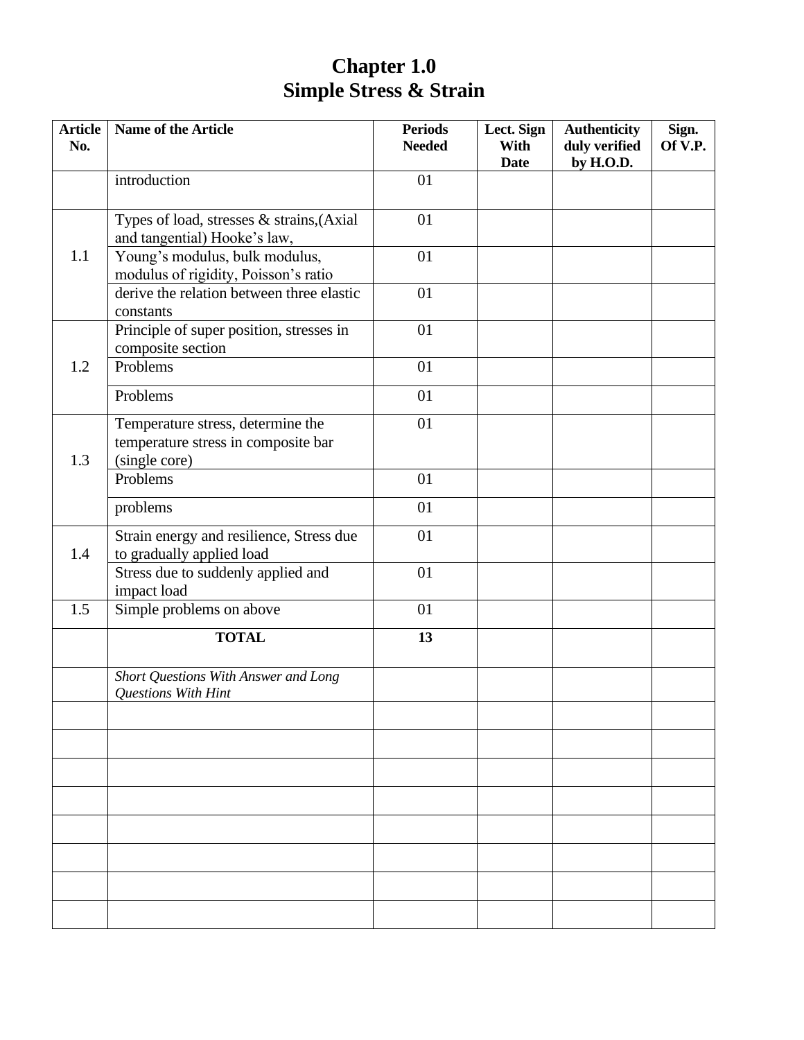# Chapter 1.0
# Simple Stress & Strain

| Article No. | Name of the Article | Periods Needed | Lect. Sign With Date | Authenticity duly verified by H.O.D. | Sign. Of V.P. |
|---|---|---|---|---|---|
| | introduction | 01 | | | |
| 1.1 | Types of load, stresses & strains,(Axial and tangential) Hooke's law, | 01 | | | |
| | Young's modulus, bulk modulus, modulus of rigidity, Poisson's ratio | 01 | | | |
| | derive the relation between three elastic constants | 01 | | | |
| 1.2 | Principle of super position, stresses in composite section | 01 | | | |
| | Problems | 01 | | | |
| | Problems | 01 | | | |
| 1.3 | Temperature stress, determine the temperature stress in composite bar (single core) | 01 | | | |
| | Problems | 01 | | | |
| | problems | 01 | | | |
| 1.4 | Strain energy and resilience, Stress due to gradually applied load | 01 | | | |
| | Stress due to suddenly applied and impact load | 01 | | | |
| 1.5 | Simple problems on above | 01 | | | |
| | **TOTAL** | **13** | | | |
| | *Short Questions With Answer and Long Questions With Hint* | | | | |
| | | | | | |
| | | | | | |
| | | | | | |
| | | | | | |
| | | | | | |
| | | | | | |
| | | | | | |
| | | | | | |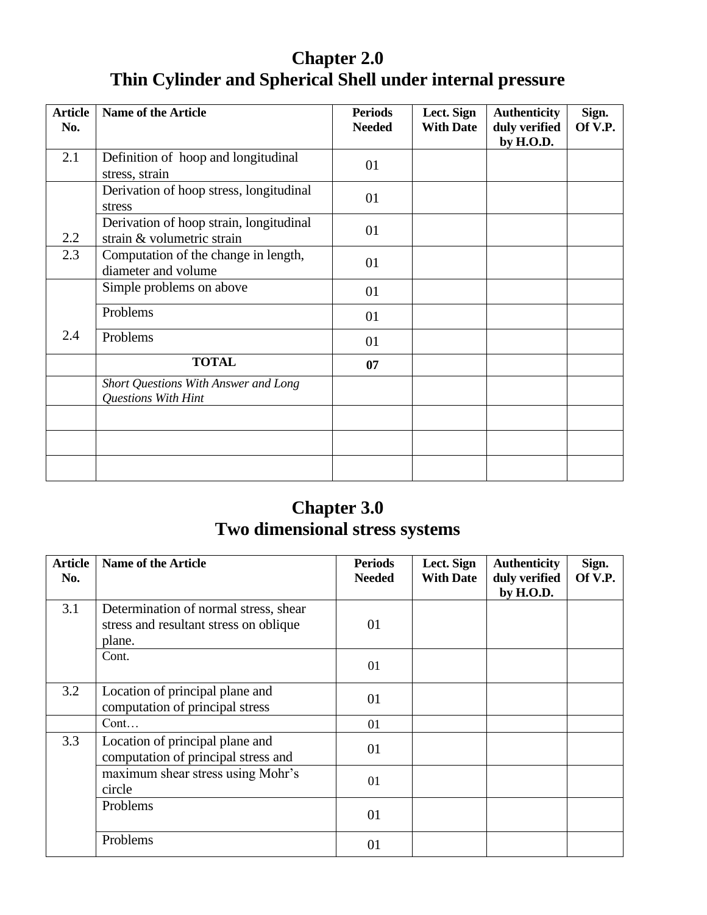# Chapter 2.0
## Thin Cylinder and Spherical Shell under internal pressure

| Article No. | Name of the Article | Periods Needed | Lect. Sign With Date | Authenticity duly verified by H.O.D. | Sign. Of V.P. |
|---|---|---|---|---|---|
| 2.1 | Definition of hoop and longitudinal stress, strain | 01 | | | |
| | Derivation of hoop stress, longitudinal stress | 01 | | | |
| 2.2 | Derivation of hoop strain, longitudinal strain & volumetric strain | 01 | | | |
| 2.3 | Computation of the change in length, diameter and volume | 01 | | | |
| | Simple problems on above | 01 | | | |
| | Problems | 01 | | | |
| 2.4 | Problems | 01 | | | |
| | **TOTAL** | **07** | | | |
| | *Short Questions With Answer and Long Questions With Hint* | | | | |
| | | | | | |
| | | | | | |
| | | | | | |

# Chapter 3.0
## Two dimensional stress systems

| Article No. | Name of the Article | Periods Needed | Lect. Sign With Date | Authenticity duly verified by H.O.D. | Sign. Of V.P. |
|---|---|---|---|---|---|
| 3.1 | Determination of normal stress, shear stress and resultant stress on oblique plane. | 01 | | | |
| | Cont. | 01 | | | |
| 3.2 | Location of principal plane and computation of principal stress | 01 | | | |
| | Cont… | 01 | | | |
| 3.3 | Location of principal plane and computation of principal stress and | 01 | | | |
| | maximum shear stress using Mohr's circle | 01 | | | |
| | Problems | 01 | | | |
| | Problems | 01 | | | |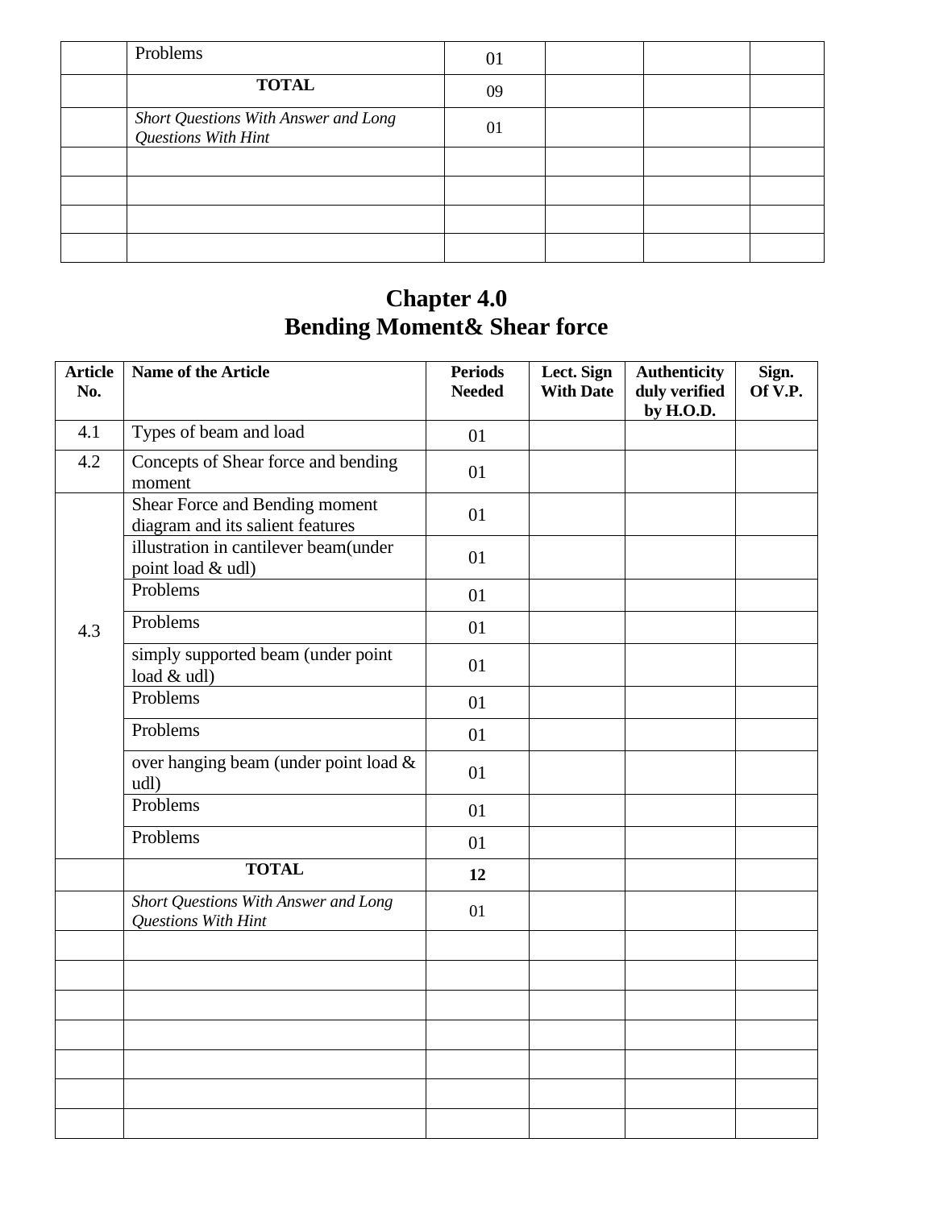| | | | | | |
|---|---|---|---|---|---|
| | Problems | 01 | | | |
| | **TOTAL** | 09 | | | |
| | *Short Questions With Answer and Long Questions With Hint* | 01 | | | |
| | | | | | |
| | | | | | |
| | | | | | |
| | | | | | |

# Chapter 4.0
# Bending Moment& Shear force

| Article No. | Name of the Article | Periods Needed | Lect. Sign With Date | Authenticity duly verified by H.O.D. | Sign. Of V.P. |
|---|---|---|---|---|---|
| 4.1 | Types of beam and load | 01 | | | |
| 4.2 | Concepts of Shear force and bending moment | 01 | | | |
| 4.3 | Shear Force and Bending moment diagram and its salient features | 01 | | | |
| | illustration in cantilever beam(under point load & udl) | 01 | | | |
| | Problems | 01 | | | |
| | Problems | 01 | | | |
| | simply supported beam (under point load & udl) | 01 | | | |
| | Problems | 01 | | | |
| | Problems | 01 | | | |
| | over hanging beam (under point load & udl) | 01 | | | |
| | Problems | 01 | | | |
| | Problems | 01 | | | |
| | **TOTAL** | **12** | | | |
| | *Short Questions With Answer and Long Questions With Hint* | 01 | | | |
| | | | | | |
| | | | | | |
| | | | | | |
| | | | | | |
| | | | | | |
| | | | | | |
| | | | | | |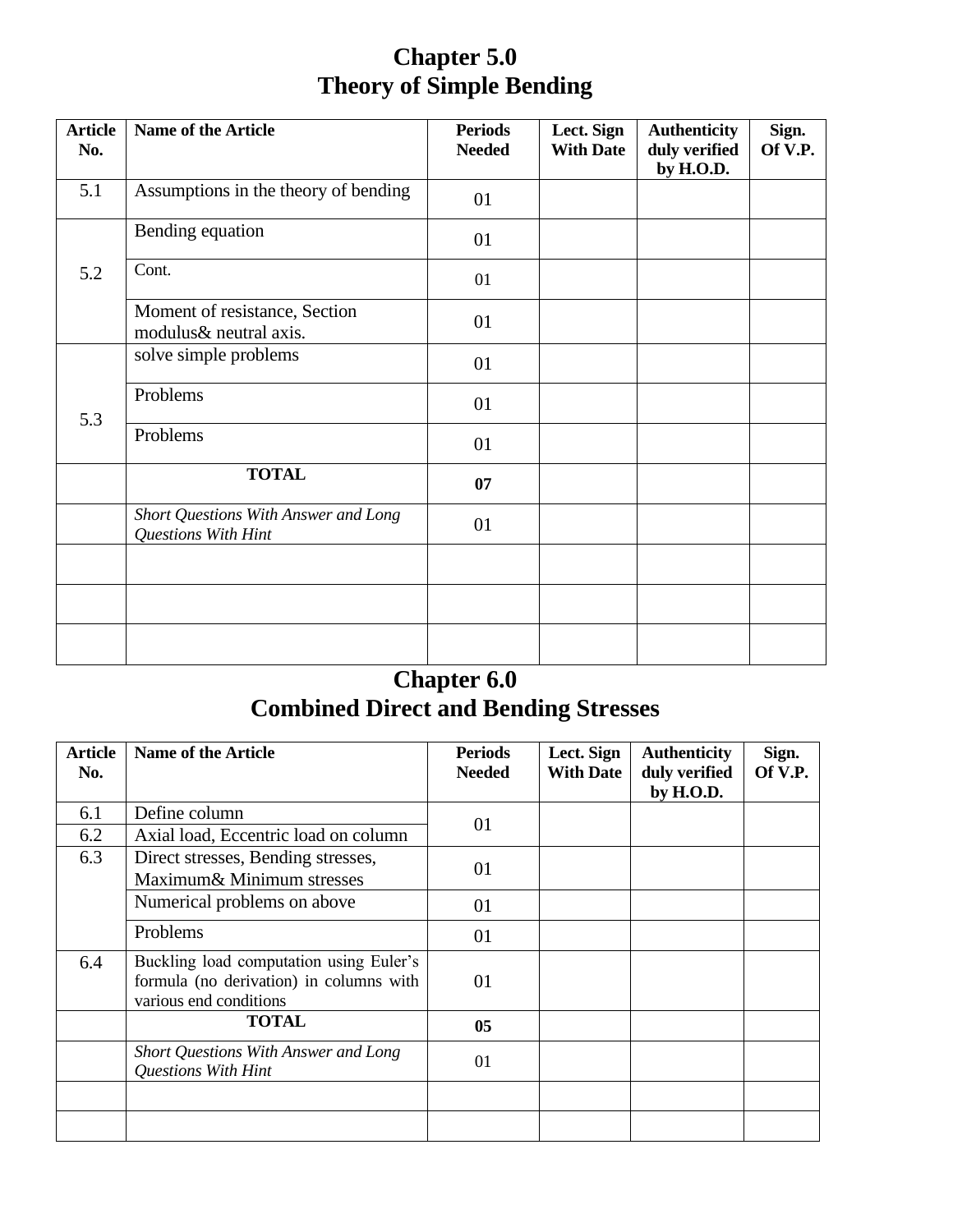# Chapter 5.0
# Theory of Simple Bending

| Article No. | Name of the Article | Periods Needed | Lect. Sign With Date | Authenticity duly verified by H.O.D. | Sign. Of V.P. |
|---|---|---|---|---|---|
| 5.1 | Assumptions in the theory of bending | 01 | | | |
| 5.2 | Bending equation | 01 | | | |
| | Cont. | 01 | | | |
| | Moment of resistance, Section modulus& neutral axis. | 01 | | | |
| 5.3 | solve simple problems | 01 | | | |
| | Problems | 01 | | | |
| | Problems | 01 | | | |
| | **TOTAL** | **07** | | | |
| | *Short Questions With Answer and Long Questions With Hint* | 01 | | | |
| | | | | | |
| | | | | | |
| | | | | | |

# Chapter 6.0
# Combined Direct and Bending Stresses

| Article No. | Name of the Article | Periods Needed | Lect. Sign With Date | Authenticity duly verified by H.O.D. | Sign. Of V.P. |
|---|---|---|---|---|---|
| 6.1 | Define column | 01 | | | |
| 6.2 | Axial load, Eccentric load on column | | | | |
| 6.3 | Direct stresses, Bending stresses, Maximum& Minimum stresses | 01 | | | |
| | Numerical problems on above | 01 | | | |
| | Problems | 01 | | | |
| 6.4 | Buckling load computation using Euler's formula (no derivation) in columns with various end conditions | 01 | | | |
| | **TOTAL** | **05** | | | |
| | *Short Questions With Answer and Long Questions With Hint* | 01 | | | |
| | | | | | |
| | | | | | |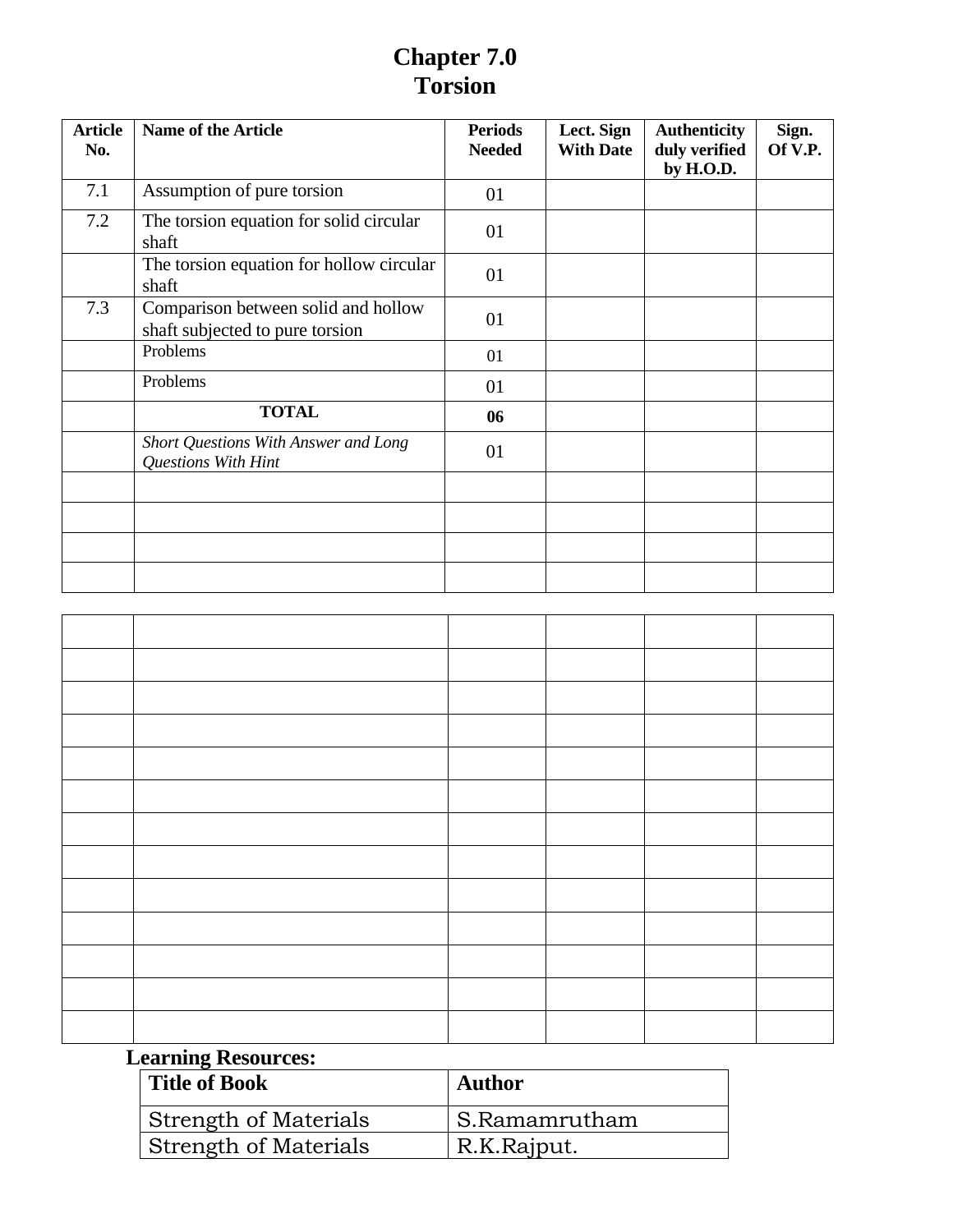# Chapter 7.0
# Torsion

| Article No. | Name of the Article | Periods Needed | Lect. Sign With Date | Authenticity duly verified by H.O.D. | Sign. Of V.P. |
|---|---|---|---|---|---|
| 7.1 | Assumption of pure torsion | 01 | | | |
| 7.2 | The torsion equation for solid circular shaft | 01 | | | |
| | The torsion equation for hollow circular shaft | 01 | | | |
| 7.3 | Comparison between solid and hollow shaft subjected to pure torsion | 01 | | | |
| | Problems | 01 | | | |
| | Problems | 01 | | | |
| | **TOTAL** | **06** | | | |
| | *Short Questions With Answer and Long Questions With Hint* | 01 | | | |
| | | | | | |
| | | | | | |
| | | | | | |
| | | | | | |

| | | | | | |
|---|---|---|---|---|---|
| | | | | | |
| | | | | | |
| | | | | | |
| | | | | | |
| | | | | | |
| | | | | | |
| | | | | | |
| | | | | | |
| | | | | | |
| | | | | | |
| | | | | | |
| | | | | | |
| | | | | | |

**Learning Resources:**

| Title of Book | Author |
|---|---|
| Strength of Materials | S.Ramamrutham |
| Strength of Materials | R.K.Rajput. |